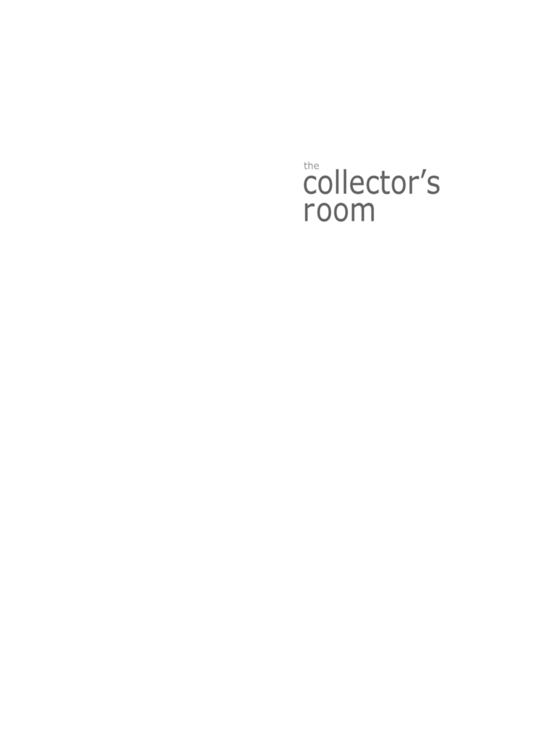the

# collector's room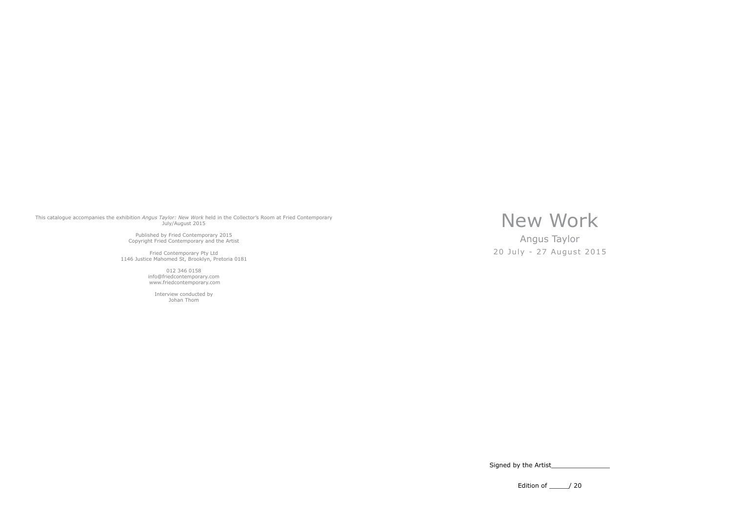This catalogue accompanies the exhibition *Angus Taylor: New Work* held in the Collector's Room at Fried Contemporary July/August 2015

Published by Fried Contemporary 2015
Copyright Fried Contemporary and the Artist

Fried Contemporary Pty Ltd
1146 Justice Mahomed St, Brooklyn, Pretoria 0181

012 346 0158
info@friedcontemporary.com
www.friedcontemporary.com

Interview conducted by
Johan Thom

# New Work

## Angus Taylor

20 July - 27 August 2015

Signed by the Artist_______________

Edition of _____/ 20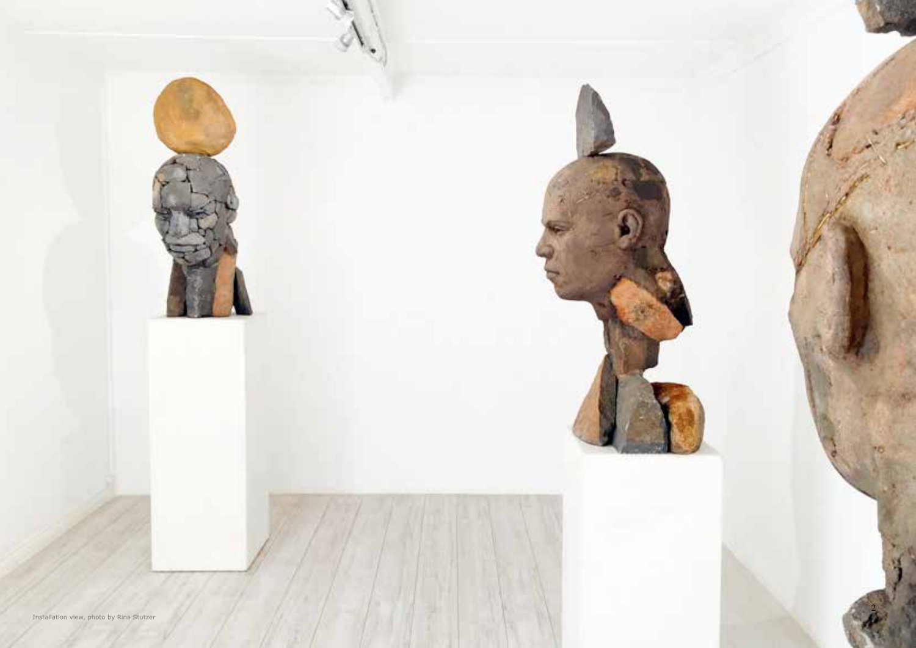Installation view, photo by Rina Stutzer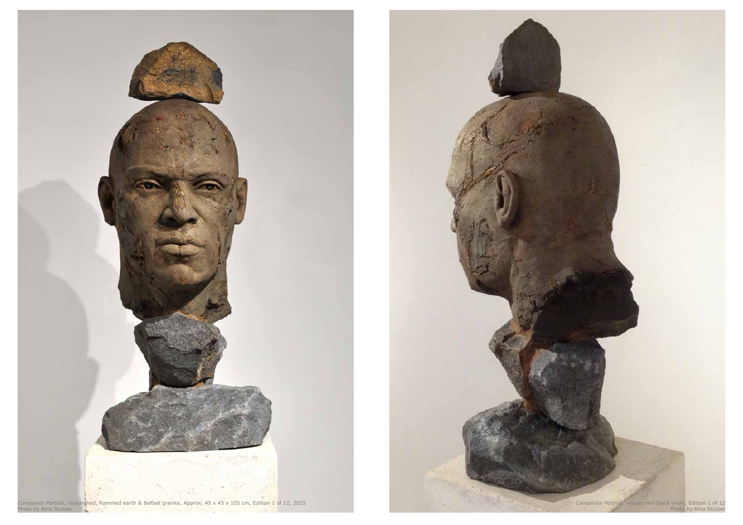*Composite Portrait, researched*, Rammed earth & Belfast granite, Approx. 45 x 45 x 105 cm, Edition 1 of 12, 2015
Photo by Rina Stutzer

*Composite Portrait, researched* (back view), Edition 1 of 12
Photo by Rina Stutzer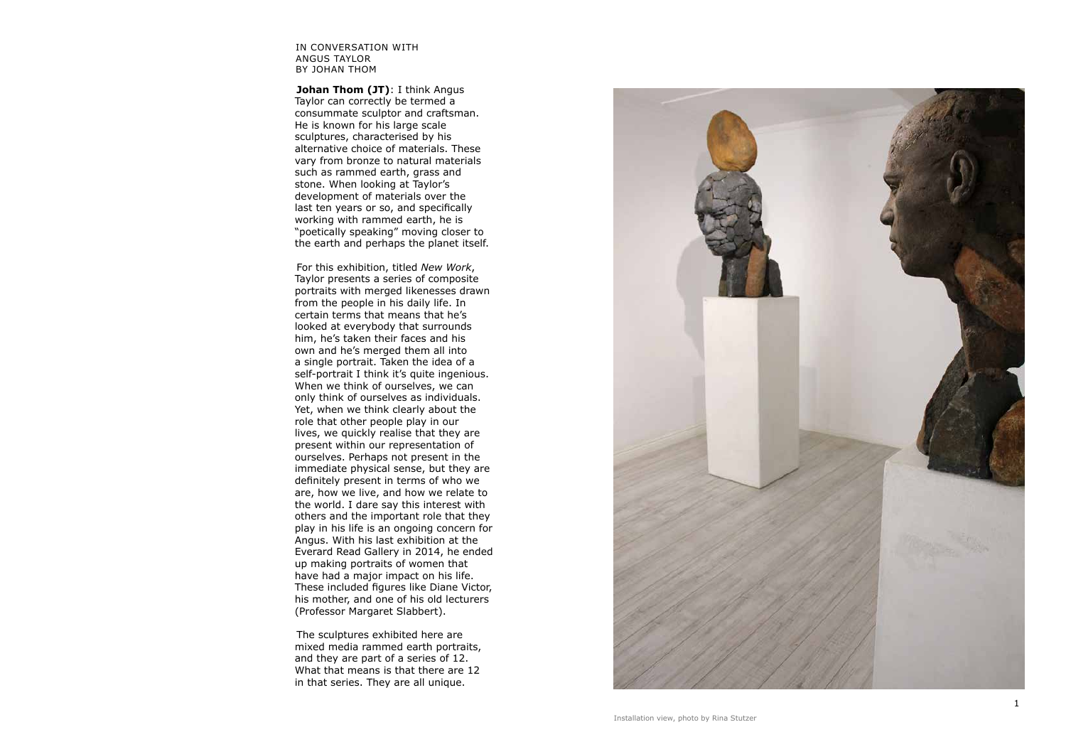IN CONVERSATION WITH
ANGUS TAYLOR
BY JOHAN THOM

**Johan Thom (JT)**: I think Angus Taylor can correctly be termed a consummate sculptor and craftsman. He is known for his large scale sculptures, characterised by his alternative choice of materials. These vary from bronze to natural materials such as rammed earth, grass and stone. When looking at Taylor's development of materials over the last ten years or so, and specifically working with rammed earth, he is "poetically speaking" moving closer to the earth and perhaps the planet itself.

For this exhibition, titled *New Work*, Taylor presents a series of composite portraits with merged likenesses drawn from the people in his daily life. In certain terms that means that he's looked at everybody that surrounds him, he's taken their faces and his own and he's merged them all into a single portrait. Taken the idea of a self-portrait I think it's quite ingenious. When we think of ourselves, we can only think of ourselves as individuals. Yet, when we think clearly about the role that other people play in our lives, we quickly realise that they are present within our representation of ourselves. Perhaps not present in the immediate physical sense, but they are definitely present in terms of who we are, how we live, and how we relate to the world. I dare say this interest with others and the important role that they play in his life is an ongoing concern for Angus. With his last exhibition at the Everard Read Gallery in 2014, he ended up making portraits of women that have had a major impact on his life. These included figures like Diane Victor, his mother, and one of his old lecturers (Professor Margaret Slabbert).

The sculptures exhibited here are mixed media rammed earth portraits, and they are part of a series of 12. What that means is that there are 12 in that series. They are all unique.

Installation view, photo by Rina Stutzer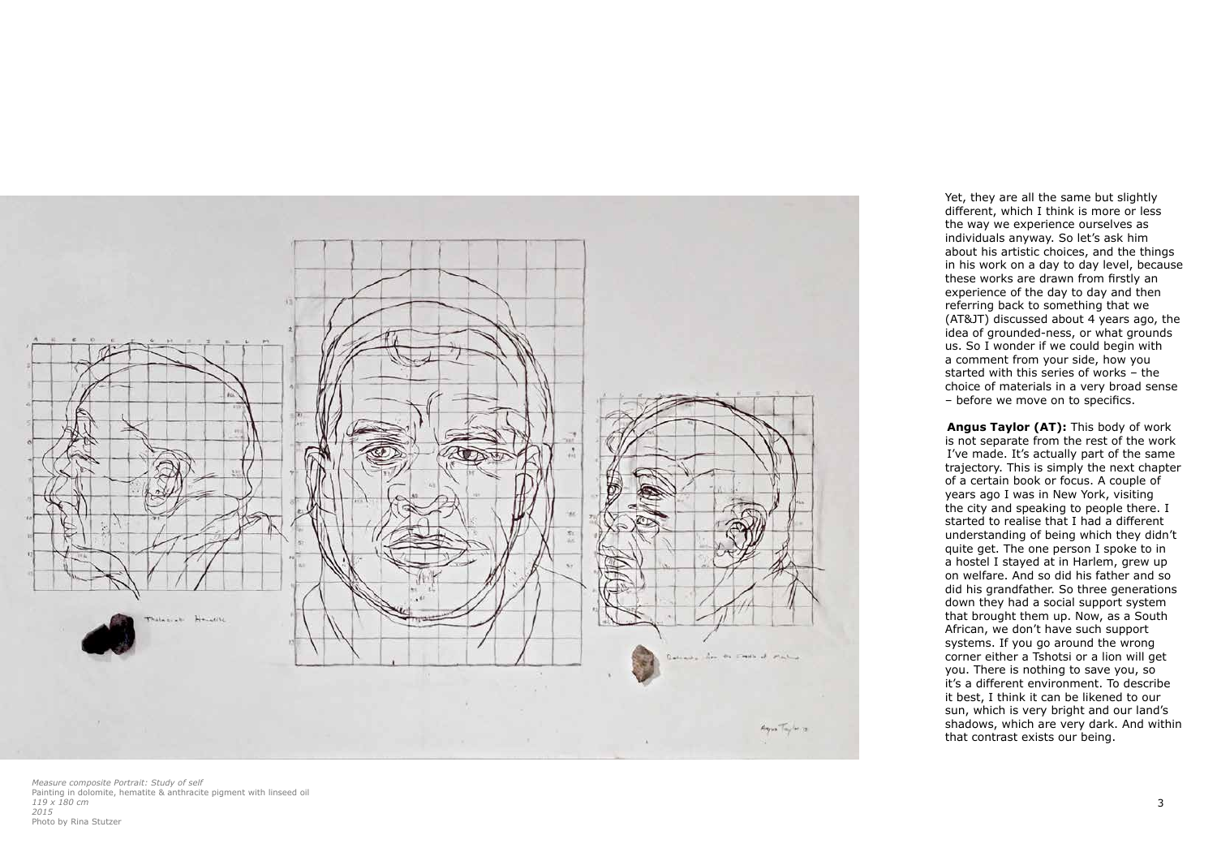Yet, they are all the same but slightly different, which I think is more or less the way we experience ourselves as individuals anyway. So let's ask him about his artistic choices, and the things in his work on a day to day level, because these works are drawn from firstly an experience of the day to day and then referring back to something that we (AT&JT) discussed about 4 years ago, the idea of grounded-ness, or what grounds us. So I wonder if we could begin with a comment from your side, how you started with this series of works – the choice of materials in a very broad sense – before we move on to specifics.

**Angus Taylor (AT):** This body of work is not separate from the rest of the work I've made. It's actually part of the same trajectory. This is simply the next chapter of a certain book or focus. A couple of years ago I was in New York, visiting the city and speaking to people there. I started to realise that I had a different understanding of being which they didn't quite get. The one person I spoke to in a hostel I stayed at in Harlem, grew up on welfare. And so did his father and so did his grandfather. So three generations down they had a social support system that brought them up. Now, as a South African, we don't have such support systems. If you go around the wrong corner either a Tshotsi or a lion will get you. There is nothing to save you, so it's a different environment. To describe it best, I think it can be likened to our sun, which is very bright and our land's shadows, which are very dark. And within that contrast exists our being.

*Measure composite Portrait: Study of self*
Painting in dolomite, hematite & anthracite pigment with linseed oil
*119 x 180 cm*
*2015*
Photo by Rina Stutzer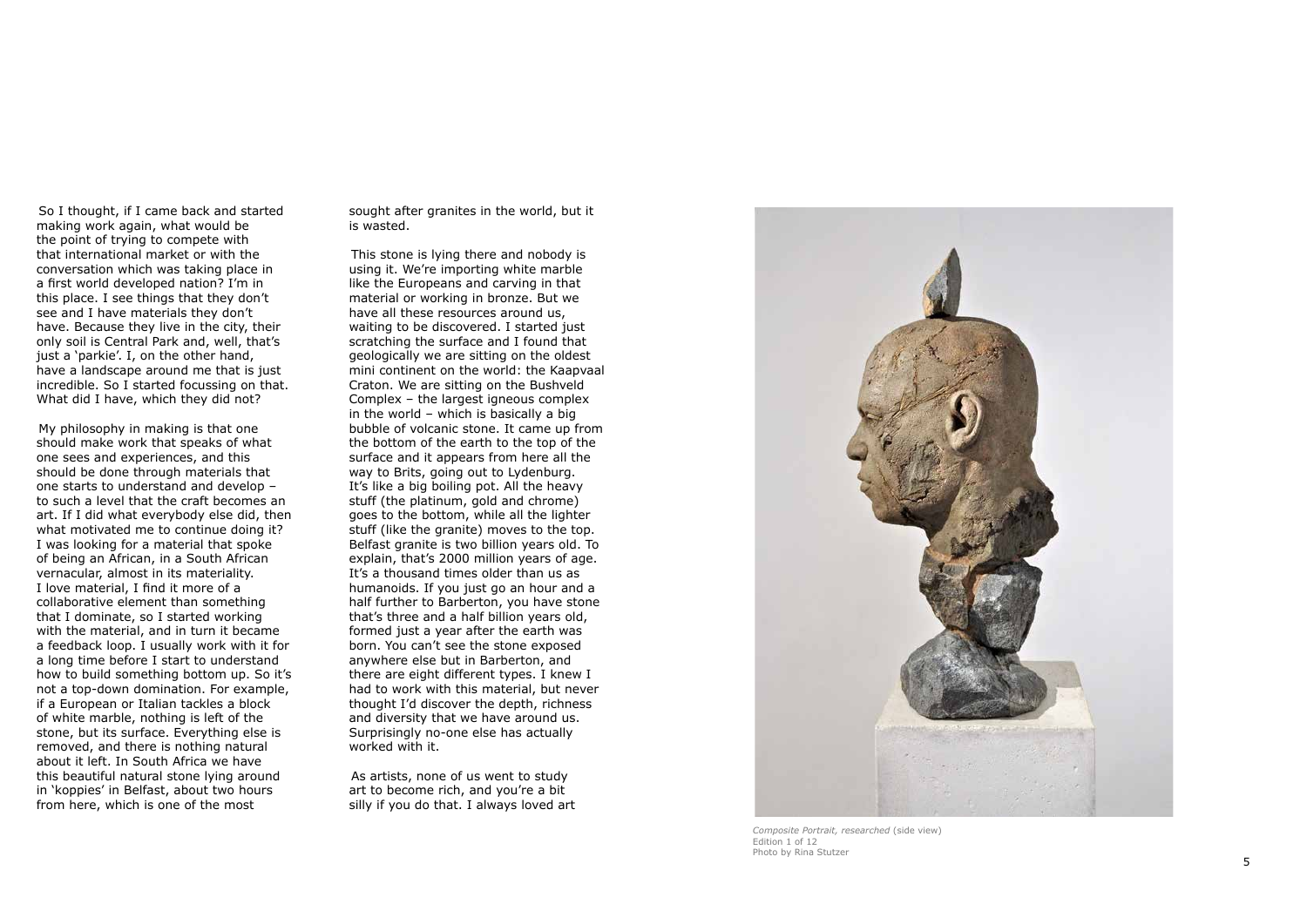So I thought, if I came back and started making work again, what would be the point of trying to compete with that international market or with the conversation which was taking place in a first world developed nation? I'm in this place. I see things that they don't see and I have materials they don't have. Because they live in the city, their only soil is Central Park and, well, that's just a 'parkie'. I, on the other hand, have a landscape around me that is just incredible. So I started focussing on that. What did I have, which they did not?

My philosophy in making is that one should make work that speaks of what one sees and experiences, and this should be done through materials that one starts to understand and develop – to such a level that the craft becomes an art. If I did what everybody else did, then what motivated me to continue doing it? I was looking for a material that spoke of being an African, in a South African vernacular, almost in its materiality. I love material, I find it more of a collaborative element than something that I dominate, so I started working with the material, and in turn it became a feedback loop. I usually work with it for a long time before I start to understand how to build something bottom up. So it's not a top-down domination. For example, if a European or Italian tackles a block of white marble, nothing is left of the stone, but its surface. Everything else is removed, and there is nothing natural about it left. In South Africa we have this beautiful natural stone lying around in 'koppies' in Belfast, about two hours from here, which is one of the most sought after granites in the world, but it is wasted.

This stone is lying there and nobody is using it. We're importing white marble like the Europeans and carving in that material or working in bronze. But we have all these resources around us, waiting to be discovered. I started just scratching the surface and I found that geologically we are sitting on the oldest mini continent on the world: the Kaapvaal Craton. We are sitting on the Bushveld Complex – the largest igneous complex in the world – which is basically a big bubble of volcanic stone. It came up from the bottom of the earth to the top of the surface and it appears from here all the way to Brits, going out to Lydenburg. It's like a big boiling pot. All the heavy stuff (the platinum, gold and chrome) goes to the bottom, while all the lighter stuff (like the granite) moves to the top. Belfast granite is two billion years old. To explain, that's 2000 million years of age. It's a thousand times older than us as humanoids. If you just go an hour and a half further to Barberton, you have stone that's three and a half billion years old, formed just a year after the earth was born. You can't see the stone exposed anywhere else but in Barberton, and there are eight different types. I knew I had to work with this material, but never thought I'd discover the depth, richness and diversity that we have around us. Surprisingly no-one else has actually worked with it.

As artists, none of us went to study art to become rich, and you're a bit silly if you do that. I always loved art

*Composite Portrait, researched* (side view)
Edition 1 of 12
Photo by Rina Stutzer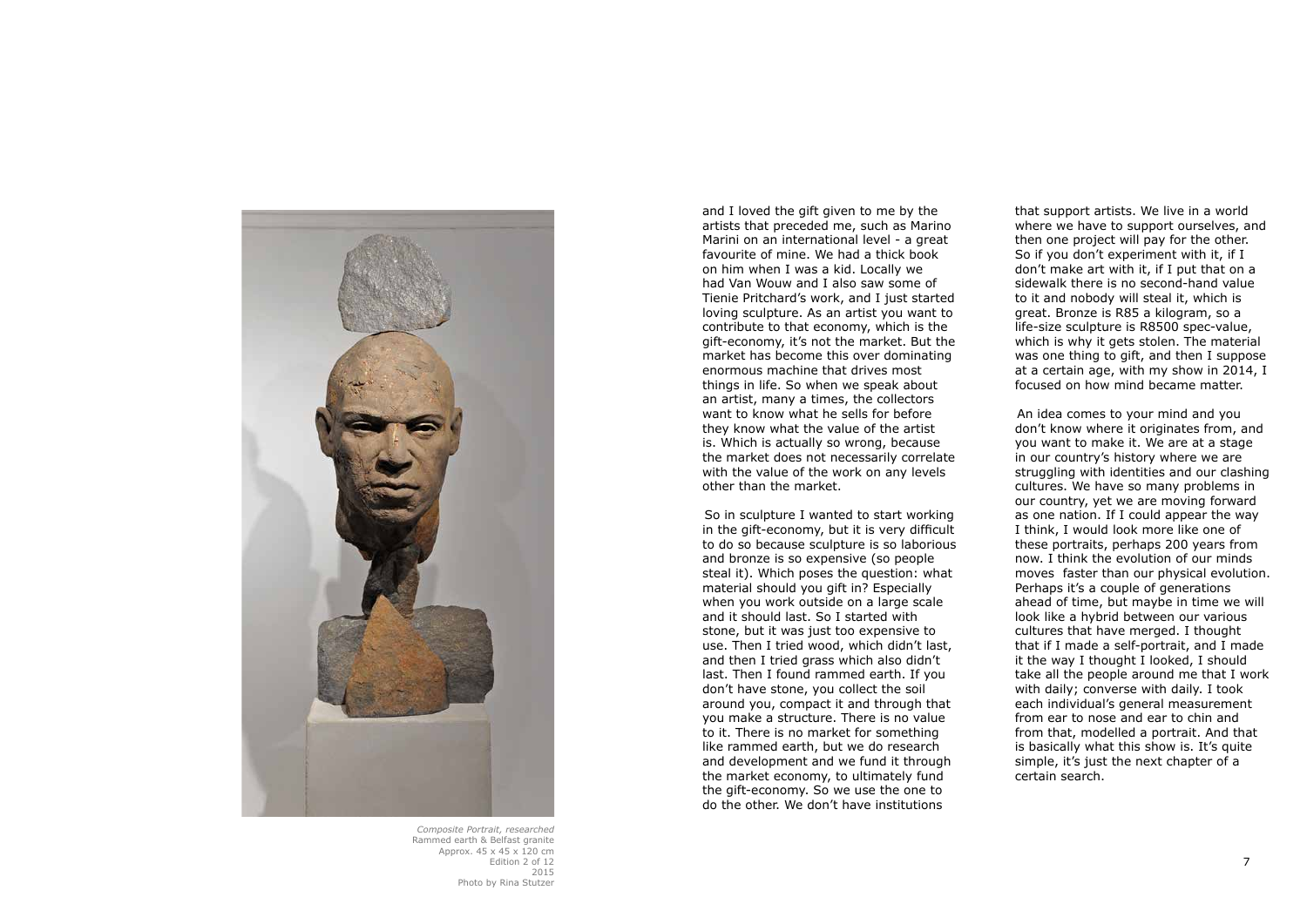*Composite Portrait, researched*
Rammed earth & Belfast granite
Approx. 45 x 45 x 120 cm
Edition 2 of 12
2015
Photo by Rina Stutzer

and I loved the gift given to me by the artists that preceded me, such as Marino Marini on an international level - a great favourite of mine. We had a thick book on him when I was a kid. Locally we had Van Wouw and I also saw some of Tienie Pritchard's work, and I just started loving sculpture. As an artist you want to contribute to that economy, which is the gift-economy, it's not the market. But the market has become this over dominating enormous machine that drives most things in life. So when we speak about an artist, many a times, the collectors want to know what he sells for before they know what the value of the artist is. Which is actually so wrong, because the market does not necessarily correlate with the value of the work on any levels other than the market.

So in sculpture I wanted to start working in the gift-economy, but it is very difficult to do so because sculpture is so laborious and bronze is so expensive (so people steal it). Which poses the question: what material should you gift in? Especially when you work outside on a large scale and it should last. So I started with stone, but it was just too expensive to use. Then I tried wood, which didn't last, and then I tried grass which also didn't last. Then I found rammed earth. If you don't have stone, you collect the soil around you, compact it and through that you make a structure. There is no value to it. There is no market for something like rammed earth, but we do research and development and we fund it through the market economy, to ultimately fund the gift-economy. So we use the one to do the other. We don't have institutions that support artists. We live in a world where we have to support ourselves, and then one project will pay for the other. So if you don't experiment with it, if I don't make art with it, if I put that on a sidewalk there is no second-hand value to it and nobody will steal it, which is great. Bronze is R85 a kilogram, so a life-size sculpture is R8500 spec-value, which is why it gets stolen. The material was one thing to gift, and then I suppose at a certain age, with my show in 2014, I focused on how mind became matter.

An idea comes to your mind and you don't know where it originates from, and you want to make it. We are at a stage in our country's history where we are struggling with identities and our clashing cultures. We have so many problems in our country, yet we are moving forward as one nation. If I could appear the way I think, I would look more like one of these portraits, perhaps 200 years from now. I think the evolution of our minds moves faster than our physical evolution. Perhaps it's a couple of generations ahead of time, but maybe in time we will look like a hybrid between our various cultures that have merged. I thought that if I made a self-portrait, and I made it the way I thought I looked, I should take all the people around me that I work with daily; converse with daily. I took each individual's general measurement from ear to nose and ear to chin and from that, modelled a portrait. And that is basically what this show is. It's quite simple, it's just the next chapter of a certain search.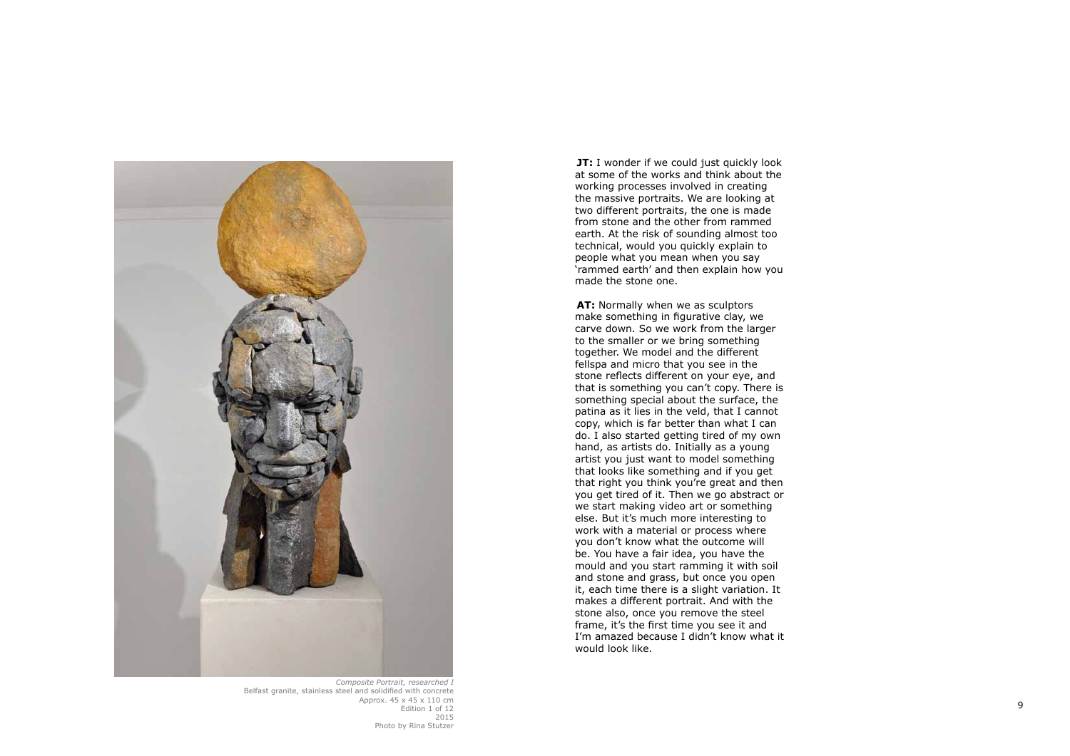*Composite Portrait, researched I*
Belfast granite, stainless steel and solidified with concrete
Approx. 45 x 45 x 110 cm
Edition 1 of 12
2015
Photo by Rina Stutzer

**JT:** I wonder if we could just quickly look at some of the works and think about the working processes involved in creating the massive portraits. We are looking at two different portraits, the one is made from stone and the other from rammed earth. At the risk of sounding almost too technical, would you quickly explain to people what you mean when you say 'rammed earth' and then explain how you made the stone one.

**AT:** Normally when we as sculptors make something in figurative clay, we carve down. So we work from the larger to the smaller or we bring something together. We model and the different fellspa and micro that you see in the stone reflects different on your eye, and that is something you can't copy. There is something special about the surface, the patina as it lies in the veld, that I cannot copy, which is far better than what I can do. I also started getting tired of my own hand, as artists do. Initially as a young artist you just want to model something that looks like something and if you get that right you think you're great and then you get tired of it. Then we go abstract or we start making video art or something else. But it's much more interesting to work with a material or process where you don't know what the outcome will be. You have a fair idea, you have the mould and you start ramming it with soil and stone and grass, but once you open it, each time there is a slight variation. It makes a different portrait. And with the stone also, once you remove the steel frame, it's the first time you see it and I'm amazed because I didn't know what it would look like.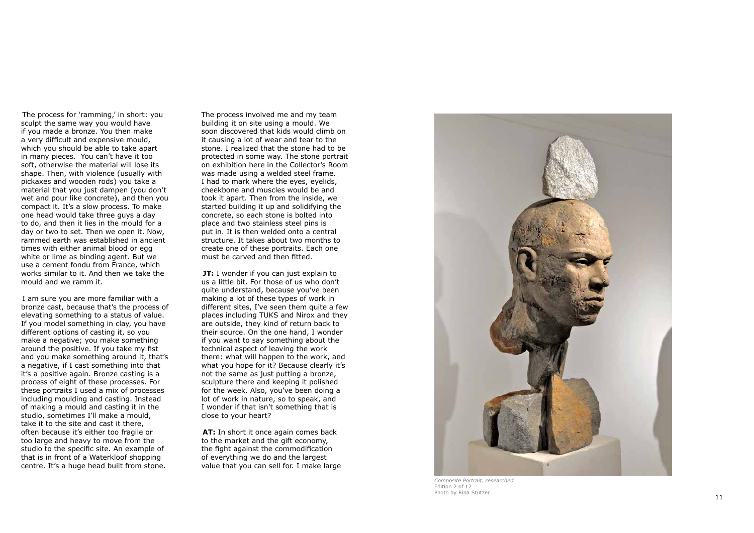The process for 'ramming,' in short: you sculpt the same way you would have if you made a bronze. You then make a very difficult and expensive mould, which you should be able to take apart in many pieces. You can't have it too soft, otherwise the material will lose its shape. Then, with violence (usually with pickaxes and wooden rods) you take a material that you just dampen (you don't wet and pour like concrete), and then you compact it. It's a slow process. To make one head would take three guys a day to do, and then it lies in the mould for a day or two to set. Then we open it. Now, rammed earth was established in ancient times with either animal blood or egg white or lime as binding agent. But we use a cement fondu from France, which works similar to it. And then we take the mould and we ramm it.

I am sure you are more familiar with a bronze cast, because that's the process of elevating something to a status of value. If you model something in clay, you have different options of casting it, so you make a negative; you make something around the positive. If you take my fist and you make something around it, that's a negative, if I cast something into that it's a positive again. Bronze casting is a process of eight of these processes. For these portraits I used a mix of processes including moulding and casting. Instead of making a mould and casting it in the studio, sometimes I'll make a mould, take it to the site and cast it there, often because it's either too fragile or too large and heavy to move from the studio to the specific site. An example of that is in front of a Waterkloof shopping centre. It's a huge head built from stone.

The process involved me and my team building it on site using a mould. We soon discovered that kids would climb on it causing a lot of wear and tear to the stone. I realized that the stone had to be protected in some way. The stone portrait on exhibition here in the Collector's Room was made using a welded steel frame. I had to mark where the eyes, eyelids, cheekbone and muscles would be and took it apart. Then from the inside, we started building it up and solidifying the concrete, so each stone is bolted into place and two stainless steel pins is put in. It is then welded onto a central structure. It takes about two months to create one of these portraits. Each one must be carved and then fitted.

**JT:** I wonder if you can just explain to us a little bit. For those of us who don't quite understand, because you've been making a lot of these types of work in different sites, I've seen them quite a few places including TUKS and Nirox and they are outside, they kind of return back to their source. On the one hand, I wonder if you want to say something about the technical aspect of leaving the work there: what will happen to the work, and what you hope for it? Because clearly it's not the same as just putting a bronze, sculpture there and keeping it polished for the week. Also, you've been doing a lot of work in nature, so to speak, and I wonder if that isn't something that is close to your heart?

**AT:** In short it once again comes back to the market and the gift economy, the fight against the commodification of everything we do and the largest value that you can sell for. I make large

*Composite Portrait, researched*
Edition 2 of 12
Photo by Rina Stutzer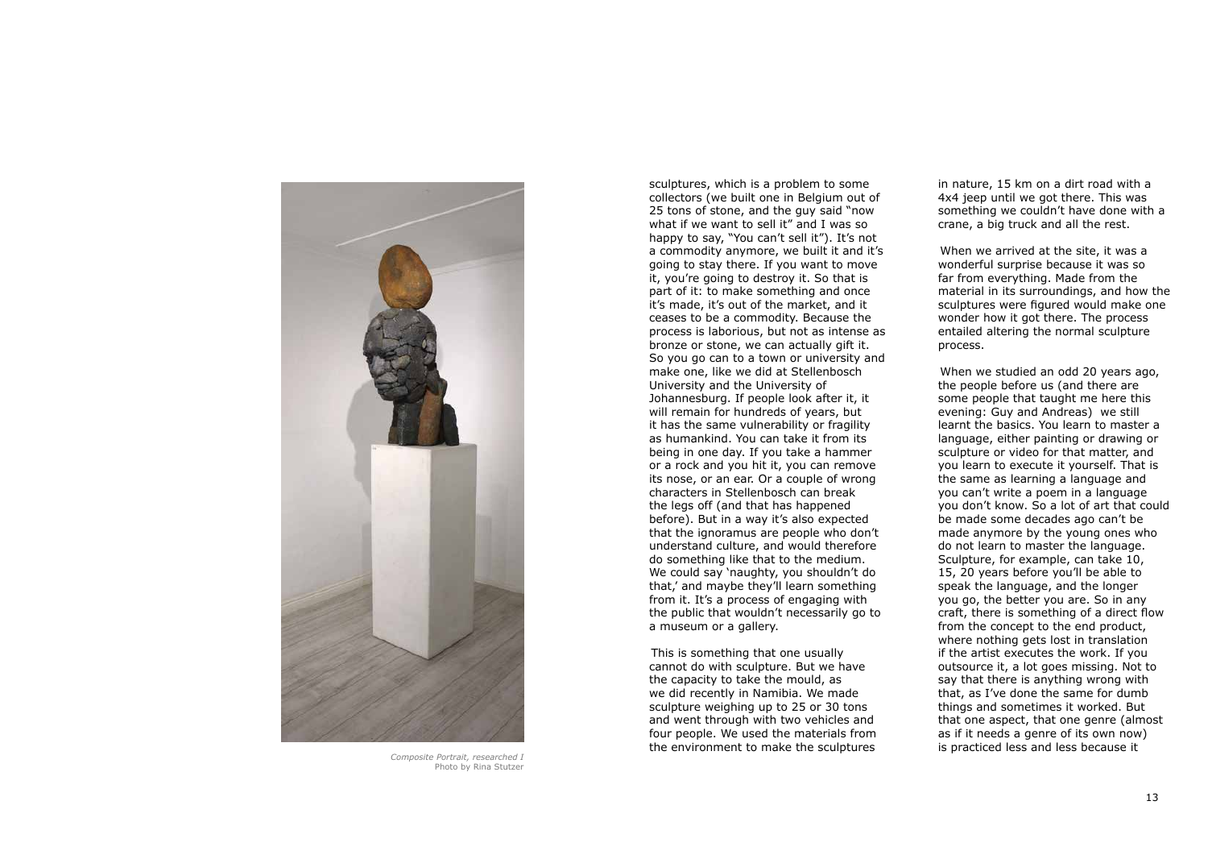*Composite Portrait, researched I*
Photo by Rina Stutzer

sculptures, which is a problem to some collectors (we built one in Belgium out of 25 tons of stone, and the guy said "now what if we want to sell it" and I was so happy to say, "You can't sell it"). It's not a commodity anymore, we built it and it's going to stay there. If you want to move it, you're going to destroy it. So that is part of it: to make something and once it's made, it's out of the market, and it ceases to be a commodity. Because the process is laborious, but not as intense as bronze or stone, we can actually gift it. So you go can to a town or university and make one, like we did at Stellenbosch University and the University of Johannesburg. If people look after it, it will remain for hundreds of years, but it has the same vulnerability or fragility as humankind. You can take it from its being in one day. If you take a hammer or a rock and you hit it, you can remove its nose, or an ear. Or a couple of wrong characters in Stellenbosch can break the legs off (and that has happened before). But in a way it's also expected that the ignoramus are people who don't understand culture, and would therefore do something like that to the medium. We could say 'naughty, you shouldn't do that,' and maybe they'll learn something from it. It's a process of engaging with the public that wouldn't necessarily go to a museum or a gallery.

This is something that one usually cannot do with sculpture. But we have the capacity to take the mould, as we did recently in Namibia. We made sculpture weighing up to 25 or 30 tons and went through with two vehicles and four people. We used the materials from the environment to make the sculptures in nature, 15 km on a dirt road with a 4x4 jeep until we got there. This was something we couldn't have done with a crane, a big truck and all the rest.

When we arrived at the site, it was a wonderful surprise because it was so far from everything. Made from the material in its surroundings, and how the sculptures were figured would make one wonder how it got there. The process entailed altering the normal sculpture process.

When we studied an odd 20 years ago, the people before us (and there are some people that taught me here this evening: Guy and Andreas) we still learnt the basics. You learn to master a language, either painting or drawing or sculpture or video for that matter, and you learn to execute it yourself. That is the same as learning a language and you can't write a poem in a language you don't know. So a lot of art that could be made some decades ago can't be made anymore by the young ones who do not learn to master the language. Sculpture, for example, can take 10, 15, 20 years before you'll be able to speak the language, and the longer you go, the better you are. So in any craft, there is something of a direct flow from the concept to the end product, where nothing gets lost in translation if the artist executes the work. If you outsource it, a lot goes missing. Not to say that there is anything wrong with that, as I've done the same for dumb things and sometimes it worked. But that one aspect, that one genre (almost as if it needs a genre of its own now) is practiced less and less because it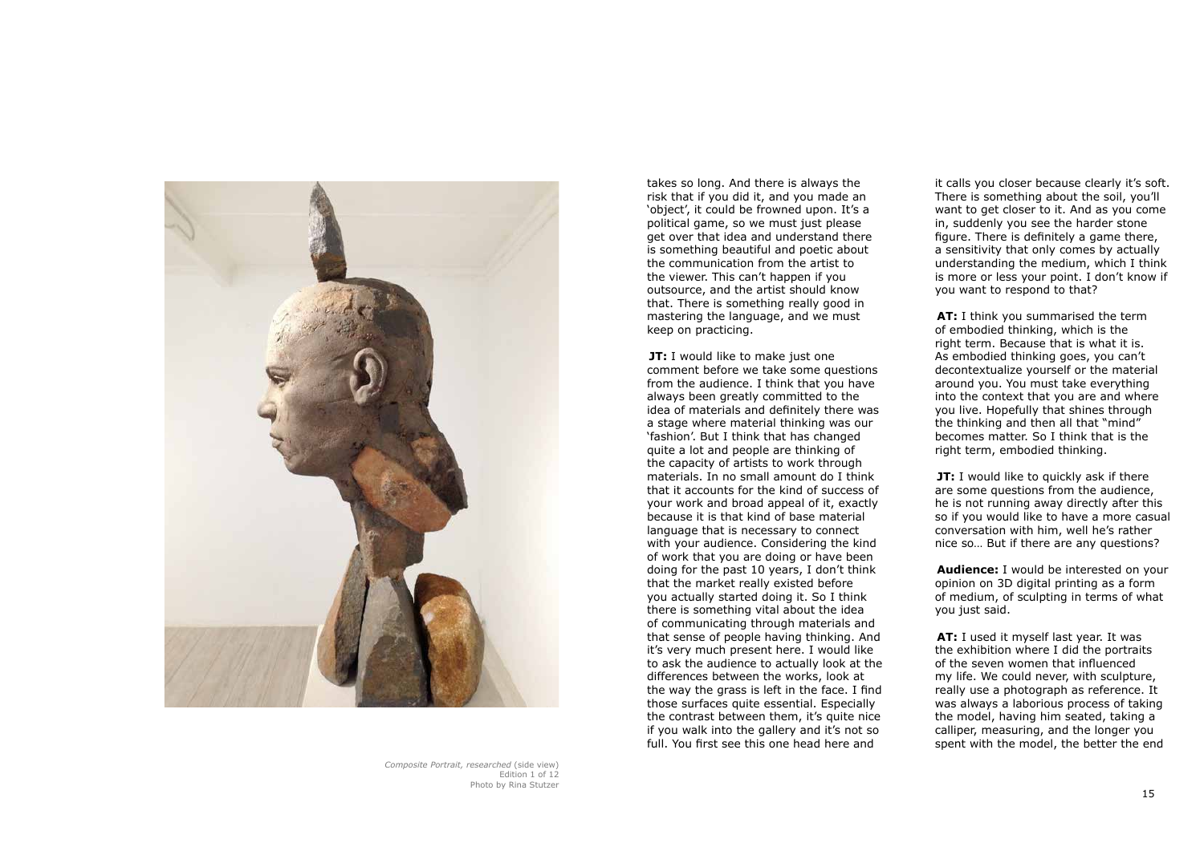*Composite Portrait, researched* (side view)
Edition 1 of 12
Photo by Rina Stutzer

takes so long. And there is always the risk that if you did it, and you made an 'object', it could be frowned upon. It's a political game, so we must just please get over that idea and understand there is something beautiful and poetic about the communication from the artist to the viewer. This can't happen if you outsource, and the artist should know that. There is something really good in mastering the language, and we must keep on practicing.

**JT:** I would like to make just one comment before we take some questions from the audience. I think that you have always been greatly committed to the idea of materials and definitely there was a stage where material thinking was our 'fashion'. But I think that has changed quite a lot and people are thinking of the capacity of artists to work through materials. In no small amount do I think that it accounts for the kind of success of your work and broad appeal of it, exactly because it is that kind of base material language that is necessary to connect with your audience. Considering the kind of work that you are doing or have been doing for the past 10 years, I don't think that the market really existed before you actually started doing it. So I think there is something vital about the idea of communicating through materials and that sense of people having thinking. And it's very much present here. I would like to ask the audience to actually look at the differences between the works, look at the way the grass is left in the face. I find those surfaces quite essential. Especially the contrast between them, it's quite nice if you walk into the gallery and it's not so full. You first see this one head here and it calls you closer because clearly it's soft. There is something about the soil, you'll want to get closer to it. And as you come in, suddenly you see the harder stone figure. There is definitely a game there, a sensitivity that only comes by actually understanding the medium, which I think is more or less your point. I don't know if you want to respond to that?

**AT:** I think you summarised the term of embodied thinking, which is the right term. Because that is what it is. As embodied thinking goes, you can't decontextualize yourself or the material around you. You must take everything into the context that you are and where you live. Hopefully that shines through the thinking and then all that "mind" becomes matter. So I think that is the right term, embodied thinking.

**JT:** I would like to quickly ask if there are some questions from the audience, he is not running away directly after this so if you would like to have a more casual conversation with him, well he's rather nice so… But if there are any questions?

**Audience:** I would be interested on your opinion on 3D digital printing as a form of medium, of sculpting in terms of what you just said.

**AT:** I used it myself last year. It was the exhibition where I did the portraits of the seven women that influenced my life. We could never, with sculpture, really use a photograph as reference. It was always a laborious process of taking the model, having him seated, taking a calliper, measuring, and the longer you spent with the model, the better the end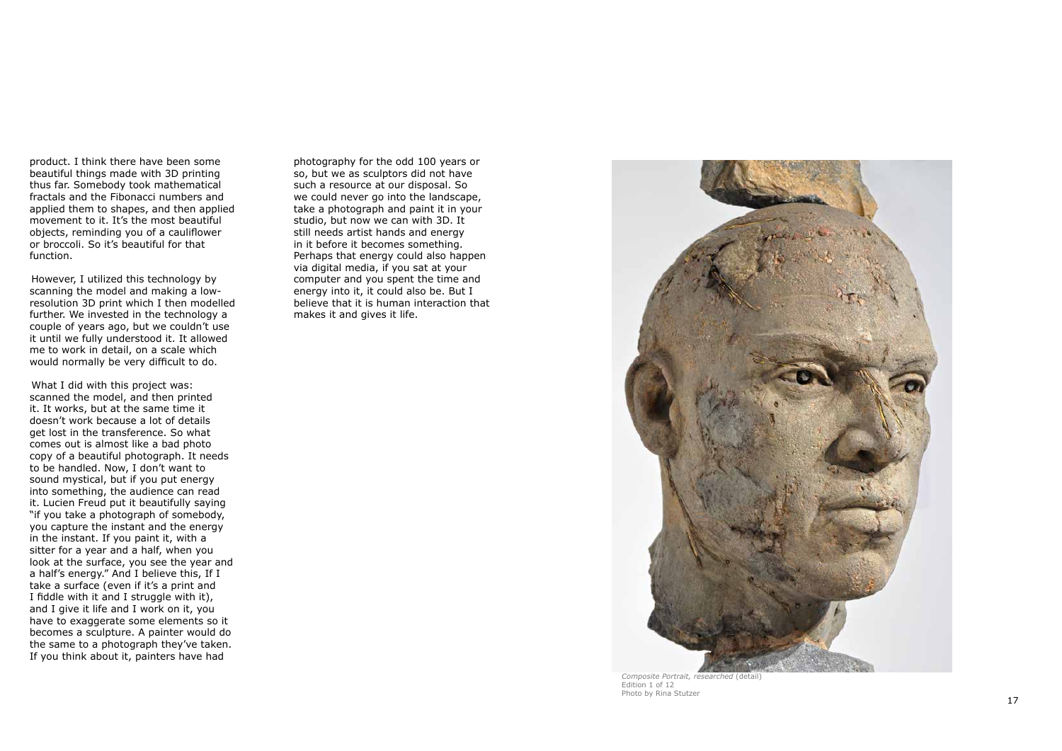product. I think there have been some beautiful things made with 3D printing thus far. Somebody took mathematical fractals and the Fibonacci numbers and applied them to shapes, and then applied movement to it. It's the most beautiful objects, reminding you of a cauliflower or broccoli. So it's beautiful for that function.

However, I utilized this technology by scanning the model and making a low-resolution 3D print which I then modelled further. We invested in the technology a couple of years ago, but we couldn't use it until we fully understood it. It allowed me to work in detail, on a scale which would normally be very difficult to do.

What I did with this project was: scanned the model, and then printed it. It works, but at the same time it doesn't work because a lot of details get lost in the transference. So what comes out is almost like a bad photo copy of a beautiful photograph. It needs to be handled. Now, I don't want to sound mystical, but if you put energy into something, the audience can read it. Lucien Freud put it beautifully saying "if you take a photograph of somebody, you capture the instant and the energy in the instant. If you paint it, with a sitter for a year and a half, when you look at the surface, you see the year and a half's energy." And I believe this, If I take a surface (even if it's a print and I fiddle with it and I struggle with it), and I give it life and I work on it, you have to exaggerate some elements so it becomes a sculpture. A painter would do the same to a photograph they've taken. If you think about it, painters have had photography for the odd 100 years or so, but we as sculptors did not have such a resource at our disposal. So we could never go into the landscape, take a photograph and paint it in your studio, but now we can with 3D. It still needs artist hands and energy in it before it becomes something. Perhaps that energy could also happen via digital media, if you sat at your computer and you spent the time and energy into it, it could also be. But I believe that it is human interaction that makes it and gives it life.

*Composite Portrait, researched* (detail)
Edition 1 of 12
Photo by Rina Stutzer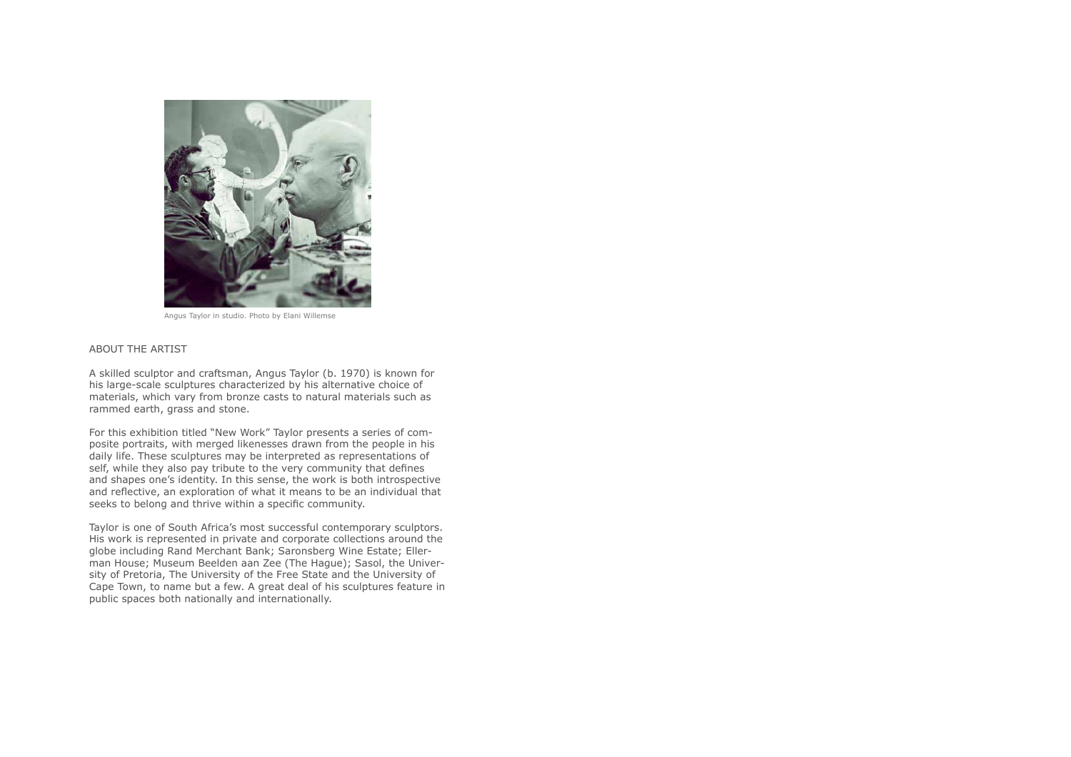Angus Taylor in studio. Photo by Elani Willemse

## ABOUT THE ARTIST

A skilled sculptor and craftsman, Angus Taylor (b. 1970) is known for his large-scale sculptures characterized by his alternative choice of materials, which vary from bronze casts to natural materials such as rammed earth, grass and stone.

For this exhibition titled "New Work" Taylor presents a series of composite portraits, with merged likenesses drawn from the people in his daily life. These sculptures may be interpreted as representations of self, while they also pay tribute to the very community that defines and shapes one's identity. In this sense, the work is both introspective and reflective, an exploration of what it means to be an individual that seeks to belong and thrive within a specific community.

Taylor is one of South Africa's most successful contemporary sculptors. His work is represented in private and corporate collections around the globe including Rand Merchant Bank; Saronsberg Wine Estate; Ellerman House; Museum Beelden aan Zee (The Hague); Sasol, the University of Pretoria, The University of the Free State and the University of Cape Town, to name but a few. A great deal of his sculptures feature in public spaces both nationally and internationally.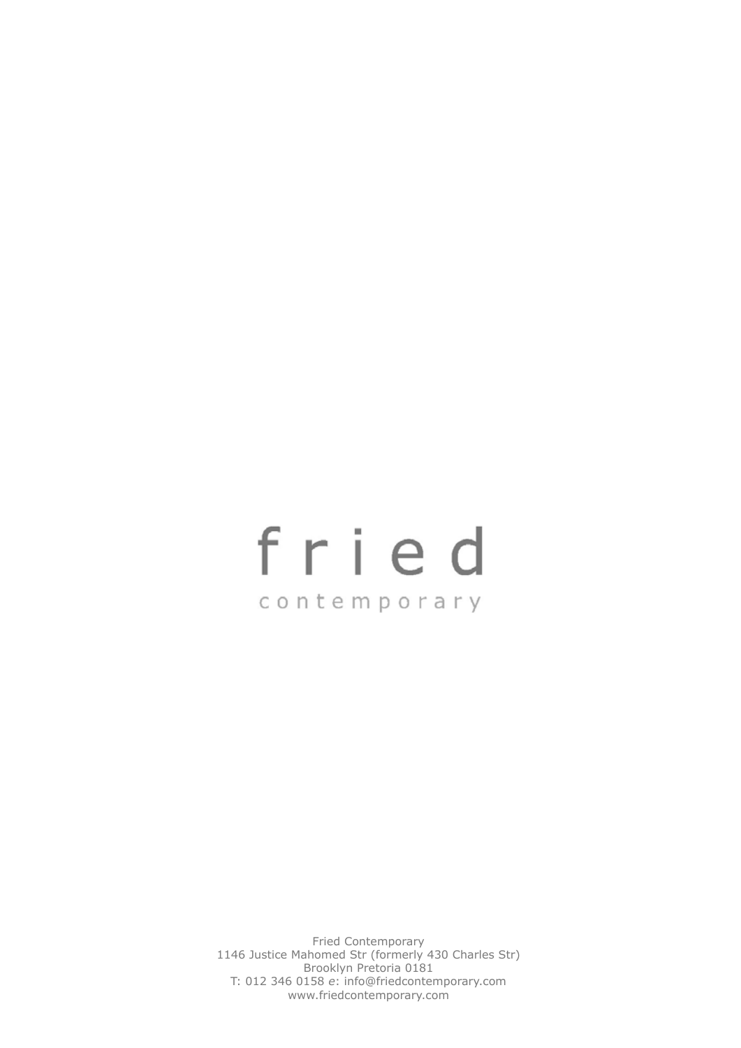f r i e d

c o n t e m p o r a r y

Fried Contemporary
1146 Justice Mahomed Str (formerly 430 Charles Str)
Brooklyn Pretoria 0181
T: 012 346 0158 *e*: info@friedcontemporary.com
www.friedcontemporary.com